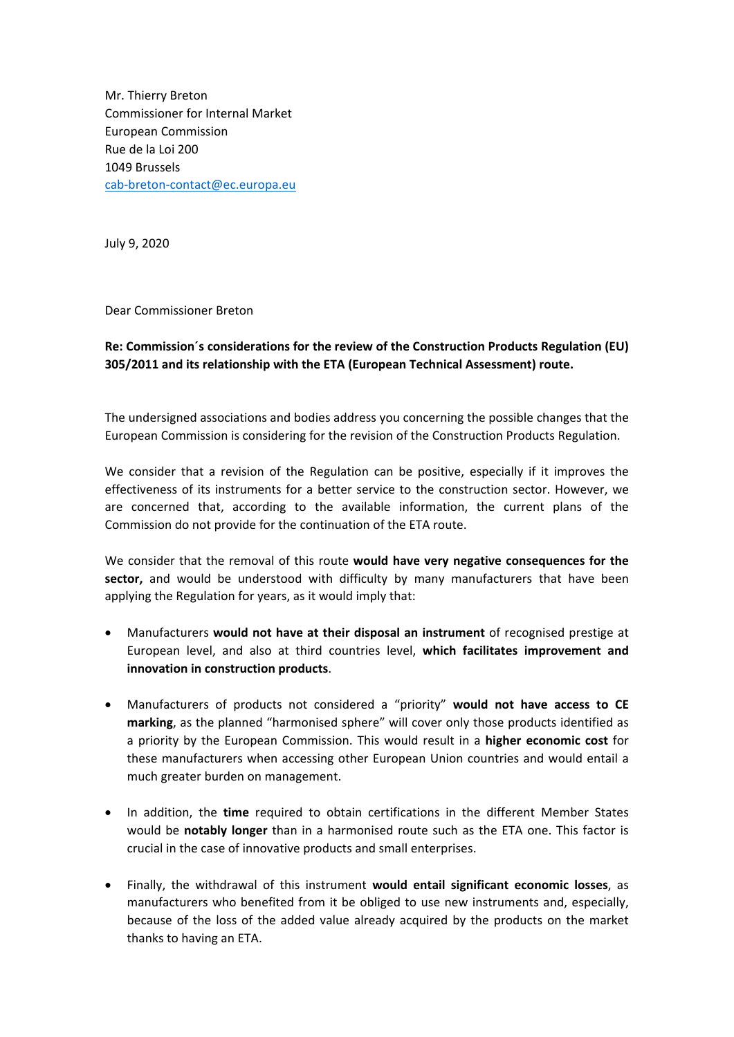Mr. Thierry Breton
Commissioner for Internal Market
European Commission
Rue de la Loi 200
1049 Brussels
cab-breton-contact@ec.europa.eu

July 9, 2020

Dear Commissioner Breton

**Re: Commission´s considerations for the review of the Construction Products Regulation (EU) 305/2011 and its relationship with the ETA (European Technical Assessment) route.**

The undersigned associations and bodies address you concerning the possible changes that the European Commission is considering for the revision of the Construction Products Regulation.

We consider that a revision of the Regulation can be positive, especially if it improves the effectiveness of its instruments for a better service to the construction sector. However, we are concerned that, according to the available information, the current plans of the Commission do not provide for the continuation of the ETA route.

We consider that the removal of this route **would have very negative consequences for the sector,** and would be understood with difficulty by many manufacturers that have been applying the Regulation for years, as it would imply that:

- Manufacturers **would not have at their disposal an instrument** of recognised prestige at European level, and also at third countries level, **which facilitates improvement and innovation in construction products**.
- Manufacturers of products not considered a "priority" **would not have access to CE marking**, as the planned "harmonised sphere" will cover only those products identified as a priority by the European Commission. This would result in a **higher economic cost** for these manufacturers when accessing other European Union countries and would entail a much greater burden on management.
- In addition, the **time** required to obtain certifications in the different Member States would be **notably longer** than in a harmonised route such as the ETA one. This factor is crucial in the case of innovative products and small enterprises.
- Finally, the withdrawal of this instrument **would entail significant economic losses**, as manufacturers who benefited from it be obliged to use new instruments and, especially, because of the loss of the added value already acquired by the products on the market thanks to having an ETA.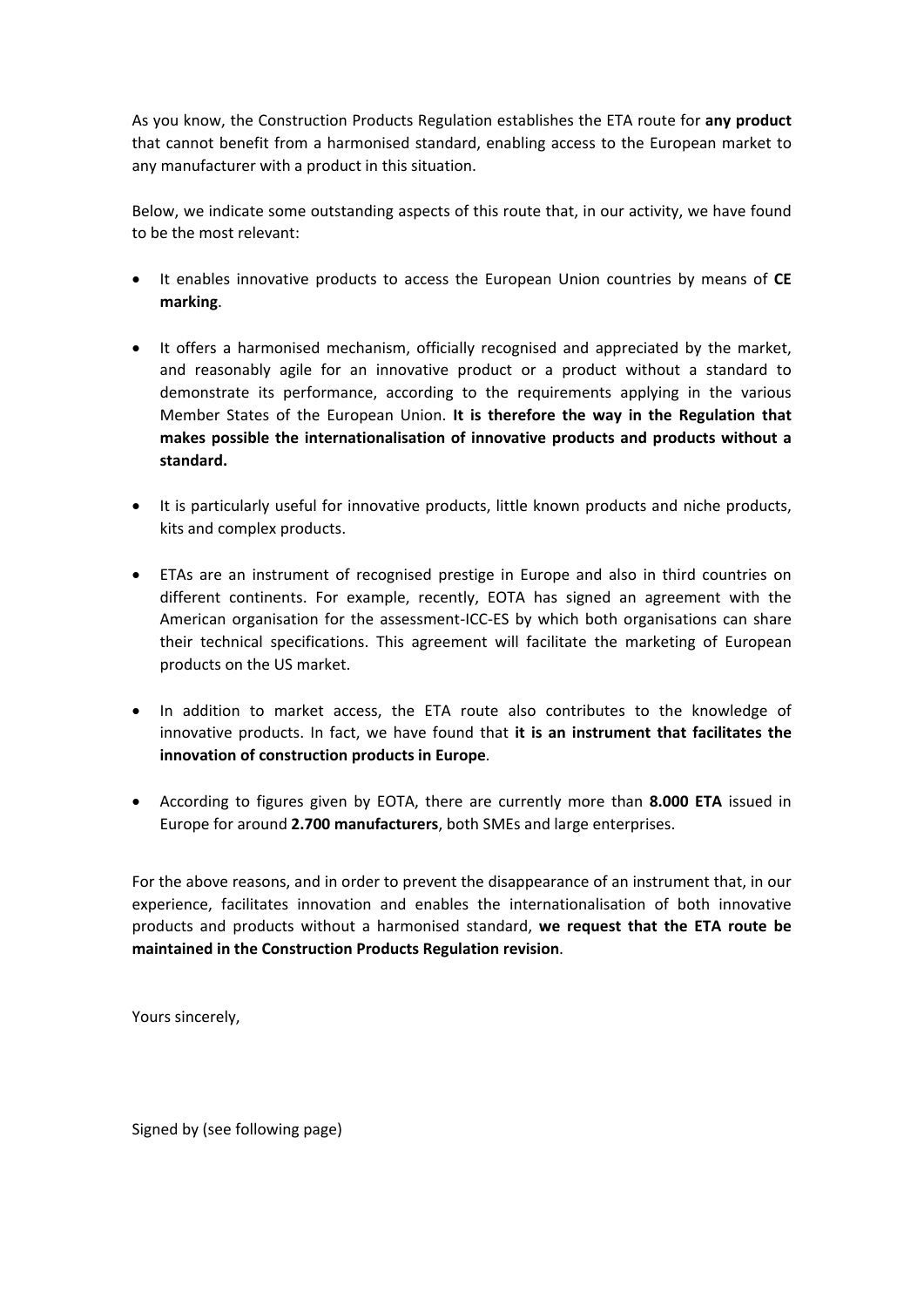As you know, the Construction Products Regulation establishes the ETA route for **any product** that cannot benefit from a harmonised standard, enabling access to the European market to any manufacturer with a product in this situation.

Below, we indicate some outstanding aspects of this route that, in our activity, we have found to be the most relevant:

- It enables innovative products to access the European Union countries by means of **CE marking**.

- It offers a harmonised mechanism, officially recognised and appreciated by the market, and reasonably agile for an innovative product or a product without a standard to demonstrate its performance, according to the requirements applying in the various Member States of the European Union. **It is therefore the way in the Regulation that makes possible the internationalisation of innovative products and products without a standard.**

- It is particularly useful for innovative products, little known products and niche products, kits and complex products.

- ETAs are an instrument of recognised prestige in Europe and also in third countries on different continents. For example, recently, EOTA has signed an agreement with the American organisation for the assessment-ICC-ES by which both organisations can share their technical specifications. This agreement will facilitate the marketing of European products on the US market.

- In addition to market access, the ETA route also contributes to the knowledge of innovative products. In fact, we have found that **it is an instrument that facilitates the innovation of construction products in Europe**.

- According to figures given by EOTA, there are currently more than **8.000 ETA** issued in Europe for around **2.700 manufacturers**, both SMEs and large enterprises.

For the above reasons, and in order to prevent the disappearance of an instrument that, in our experience, facilitates innovation and enables the internationalisation of both innovative products and products without a harmonised standard, **we request that the ETA route be maintained in the Construction Products Regulation revision**.

Yours sincerely,

Signed by (see following page)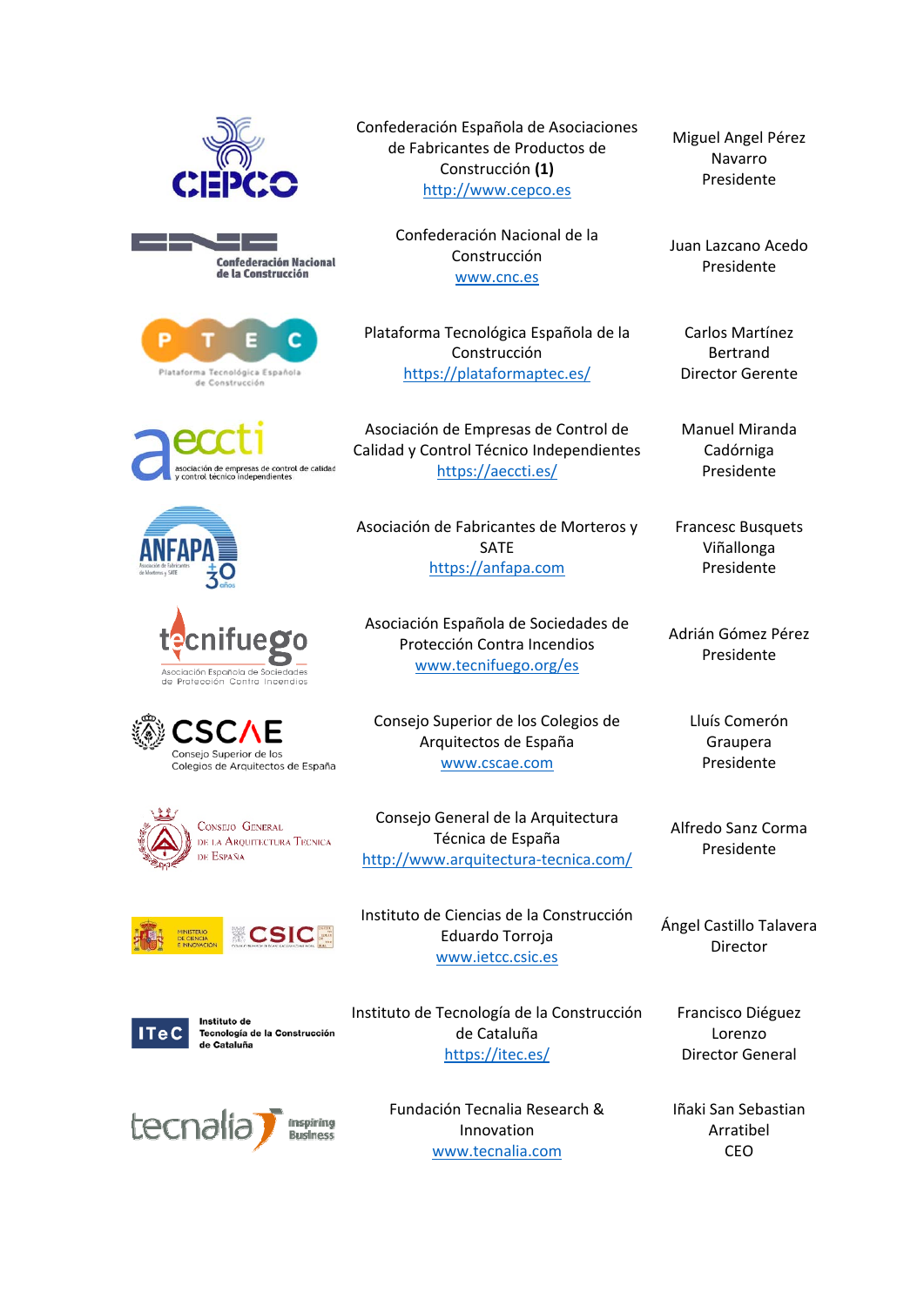| | | |
|---|---|---|
| CEPCO | Confederación Española de Asociaciones de Fabricantes de Productos de Construcción **(1)** [http://www.cepco.es](http://www.cepco.es) | Miguel Angel Pérez Navarro Presidente |
| CNC Confederación Nacional de la Construcción | Confederación Nacional de la Construcción [www.cnc.es](http://www.cnc.es) | Juan Lazcano Acedo Presidente |
| PTEC Plataforma Tecnológica Española de Construcción | Plataforma Tecnológica Española de la Construcción [https://plataformaptec.es/](https://plataformaptec.es/) | Carlos Martínez Bertrand Director Gerente |
| aeccti asociación de empresas de control de calidad y control técnico independientes | Asociación de Empresas de Control de Calidad y Control Técnico Independientes [https://aeccti.es/](https://aeccti.es/) | Manuel Miranda Cadórniga Presidente |
| ANFAPA Asociación de Fabricantes de Morteros y SATE 30 años | Asociación de Fabricantes de Morteros y SATE [https://anfapa.com](https://anfapa.com) | Francesc Busquets Viñallonga Presidente |
| tecnifuego Asociación Española de Sociedades de Protección Contra Incendios | Asociación Española de Sociedades de Protección Contra Incendios [www.tecnifuego.org/es](http://www.tecnifuego.org/es) | Adrián Gómez Pérez Presidente |
| CSCAE Consejo Superior de los Colegios de Arquitectos de España | Consejo Superior de los Colegios de Arquitectos de España [www.cscae.com](http://www.cscae.com) | Lluís Comerón Graupera Presidente |
| Consejo General de la Arquitectura Técnica de España | Consejo General de la Arquitectura Técnica de España [http://www.arquitectura-tecnica.com/](http://www.arquitectura-tecnica.com/) | Alfredo Sanz Corma Presidente |
| Ministerio de Ciencia e Innovación CSIC | Instituto de Ciencias de la Construcción Eduardo Torroja [www.ietcc.csic.es](http://www.ietcc.csic.es) | Ángel Castillo Talavera Director |
| ITeC Instituto de Tecnología de la Construcción de Cataluña | Instituto de Tecnología de la Construcción de Cataluña [https://itec.es/](https://itec.es/) | Francisco Diéguez Lorenzo Director General |
| tecnalia Inspiring Business | Fundación Tecnalia Research & Innovation [www.tecnalia.com](http://www.tecnalia.com) | Iñaki San Sebastian Arratibel CEO |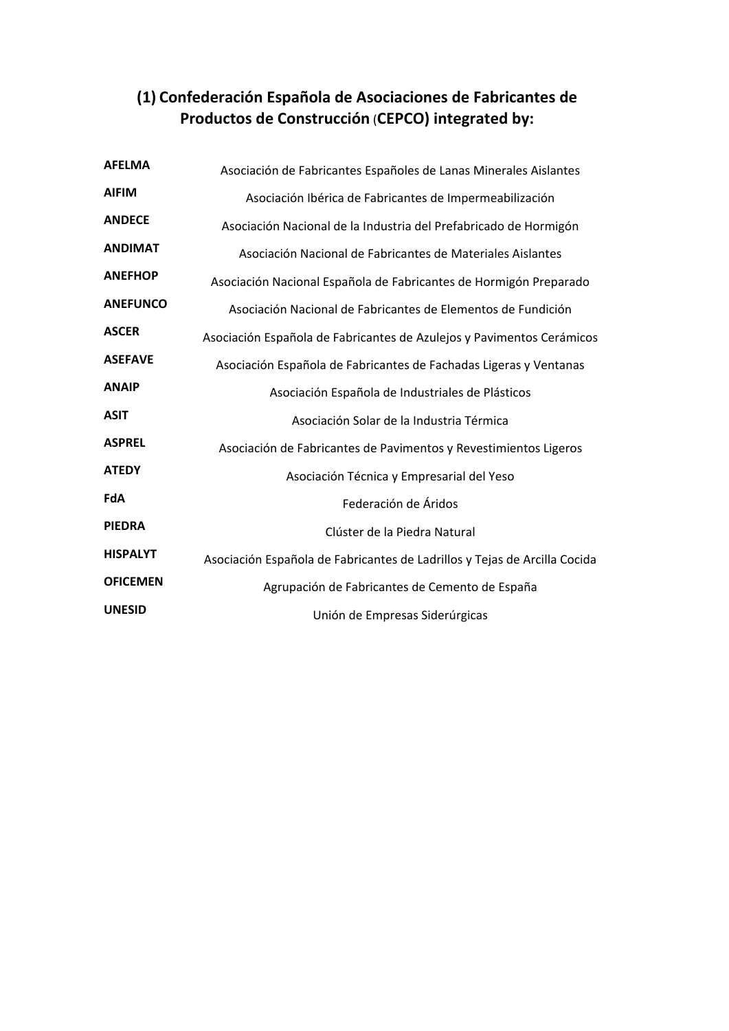**(1) Confederación Española de Asociaciones de Fabricantes de Productos de Construcción (CEPCO) integrated by:**

| | |
|---|---|
| **AFELMA** | Asociación de Fabricantes Españoles de Lanas Minerales Aislantes |
| **AIFIM** | Asociación Ibérica de Fabricantes de Impermeabilización |
| **ANDECE** | Asociación Nacional de la Industria del Prefabricado de Hormigón |
| **ANDIMAT** | Asociación Nacional de Fabricantes de Materiales Aislantes |
| **ANEFHOP** | Asociación Nacional Española de Fabricantes de Hormigón Preparado |
| **ANEFUNCO** | Asociación Nacional de Fabricantes de Elementos de Fundición |
| **ASCER** | Asociación Española de Fabricantes de Azulejos y Pavimentos Cerámicos |
| **ASEFAVE** | Asociación Española de Fabricantes de Fachadas Ligeras y Ventanas |
| **ANAIP** | Asociación Española de Industriales de Plásticos |
| **ASIT** | Asociación Solar de la Industria Térmica |
| **ASPREL** | Asociación de Fabricantes de Pavimentos y Revestimientos Ligeros |
| **ATEDY** | Asociación Técnica y Empresarial del Yeso |
| **FdA** | Federación de Áridos |
| **PIEDRA** | Clúster de la Piedra Natural |
| **HISPALYT** | Asociación Española de Fabricantes de Ladrillos y Tejas de Arcilla Cocida |
| **OFICEMEN** | Agrupación de Fabricantes de Cemento de España |
| **UNESID** | Unión de Empresas Siderúrgicas |